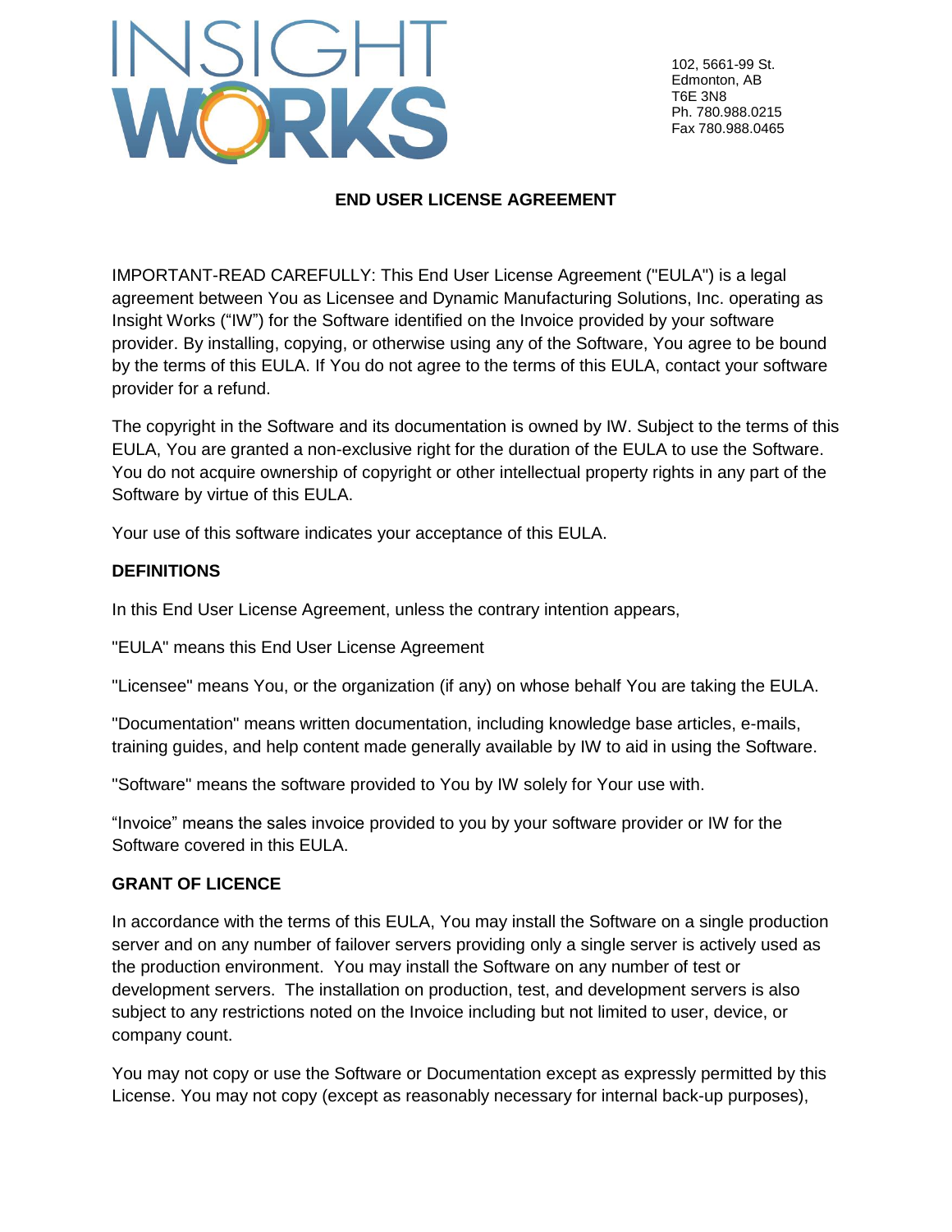INSIGHT WORKS

102, 5661-99 St.
Edmonton, AB
T6E 3N8
Ph. 780.988.0215
Fax 780.988.0465

# END USER LICENSE AGREEMENT

IMPORTANT-READ CAREFULLY: This End User License Agreement ("EULA") is a legal agreement between You as Licensee and Dynamic Manufacturing Solutions, Inc. operating as Insight Works ("IW") for the Software identified on the Invoice provided by your software provider. By installing, copying, or otherwise using any of the Software, You agree to be bound by the terms of this EULA. If You do not agree to the terms of this EULA, contact your software provider for a refund.

The copyright in the Software and its documentation is owned by IW. Subject to the terms of this EULA, You are granted a non-exclusive right for the duration of the EULA to use the Software. You do not acquire ownership of copyright or other intellectual property rights in any part of the Software by virtue of this EULA.

Your use of this software indicates your acceptance of this EULA.

## DEFINITIONS

In this End User License Agreement, unless the contrary intention appears,

"EULA" means this End User License Agreement

"Licensee" means You, or the organization (if any) on whose behalf You are taking the EULA.

"Documentation" means written documentation, including knowledge base articles, e-mails, training guides, and help content made generally available by IW to aid in using the Software.

"Software" means the software provided to You by IW solely for Your use with.

"Invoice" means the sales invoice provided to you by your software provider or IW for the Software covered in this EULA.

## GRANT OF LICENCE

In accordance with the terms of this EULA, You may install the Software on a single production server and on any number of failover servers providing only a single server is actively used as the production environment. You may install the Software on any number of test or development servers. The installation on production, test, and development servers is also subject to any restrictions noted on the Invoice including but not limited to user, device, or company count.

You may not copy or use the Software or Documentation except as expressly permitted by this License. You may not copy (except as reasonably necessary for internal back-up purposes),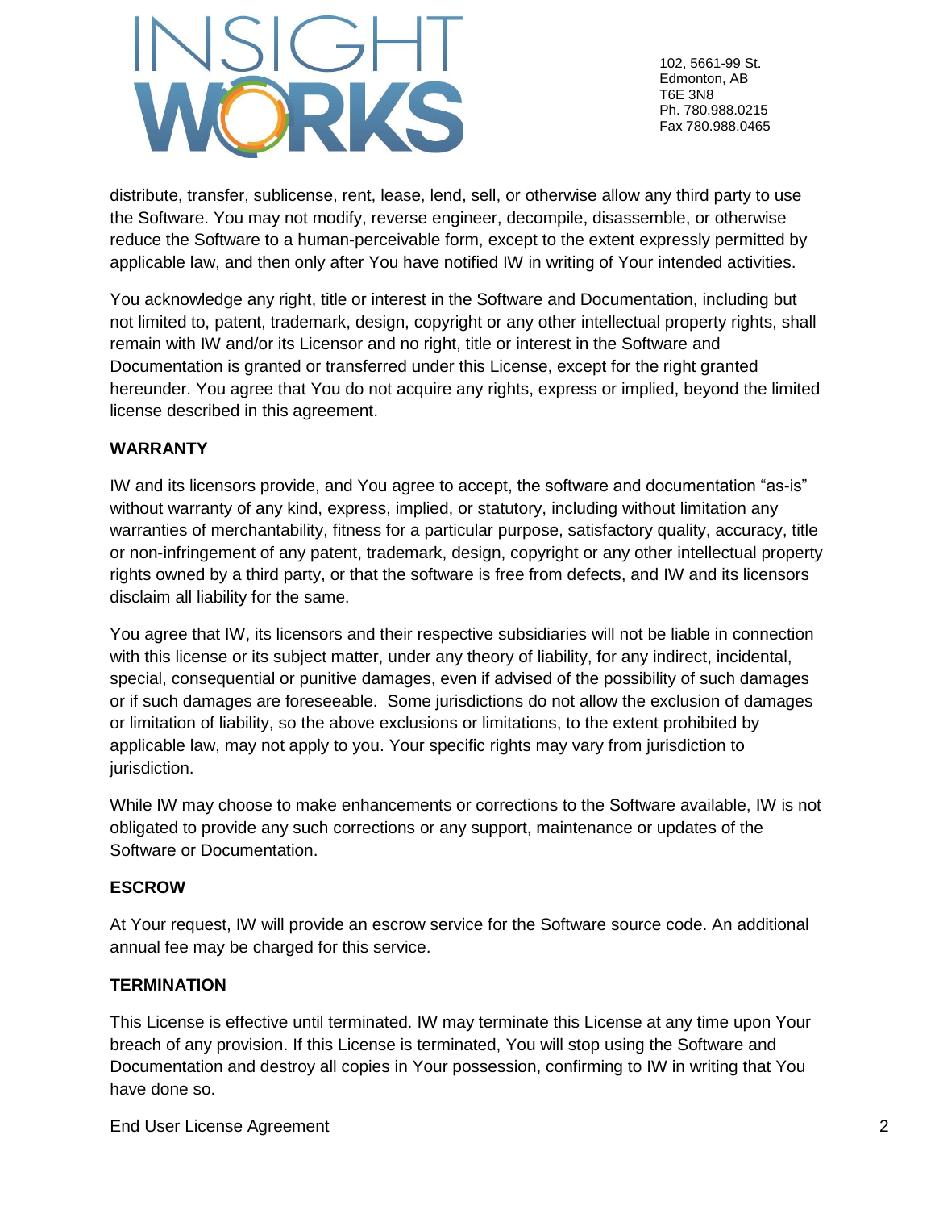distribute, transfer, sublicense, rent, lease, lend, sell, or otherwise allow any third party to use the Software. You may not modify, reverse engineer, decompile, disassemble, or otherwise reduce the Software to a human-perceivable form, except to the extent expressly permitted by applicable law, and then only after You have notified IW in writing of Your intended activities.

You acknowledge any right, title or interest in the Software and Documentation, including but not limited to, patent, trademark, design, copyright or any other intellectual property rights, shall remain with IW and/or its Licensor and no right, title or interest in the Software and Documentation is granted or transferred under this License, except for the right granted hereunder. You agree that You do not acquire any rights, express or implied, beyond the limited license described in this agreement.

**WARRANTY**

IW and its licensors provide, and You agree to accept, the software and documentation "as-is" without warranty of any kind, express, implied, or statutory, including without limitation any warranties of merchantability, fitness for a particular purpose, satisfactory quality, accuracy, title or non-infringement of any patent, trademark, design, copyright or any other intellectual property rights owned by a third party, or that the software is free from defects, and IW and its licensors disclaim all liability for the same.

You agree that IW, its licensors and their respective subsidiaries will not be liable in connection with this license or its subject matter, under any theory of liability, for any indirect, incidental, special, consequential or punitive damages, even if advised of the possibility of such damages or if such damages are foreseeable. Some jurisdictions do not allow the exclusion of damages or limitation of liability, so the above exclusions or limitations, to the extent prohibited by applicable law, may not apply to you. Your specific rights may vary from jurisdiction to jurisdiction.

While IW may choose to make enhancements or corrections to the Software available, IW is not obligated to provide any such corrections or any support, maintenance or updates of the Software or Documentation.

**ESCROW**

At Your request, IW will provide an escrow service for the Software source code. An additional annual fee may be charged for this service.

**TERMINATION**

This License is effective until terminated. IW may terminate this License at any time upon Your breach of any provision. If this License is terminated, You will stop using the Software and Documentation and destroy all copies in Your possession, confirming to IW in writing that You have done so.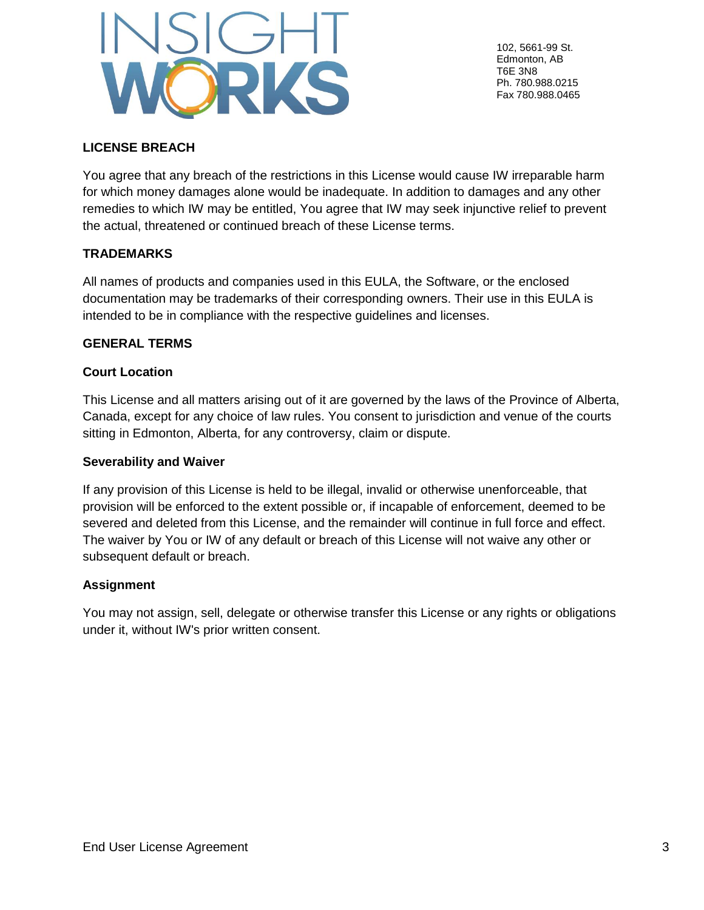102, 5661-99 St.
Edmonton, AB
T6E 3N8
Ph. 780.988.0215
Fax 780.988.0465

## LICENSE BREACH

You agree that any breach of the restrictions in this License would cause IW irreparable harm for which money damages alone would be inadequate. In addition to damages and any other remedies to which IW may be entitled, You agree that IW may seek injunctive relief to prevent the actual, threatened or continued breach of these License terms.

## TRADEMARKS

All names of products and companies used in this EULA, the Software, or the enclosed documentation may be trademarks of their corresponding owners. Their use in this EULA is intended to be in compliance with the respective guidelines and licenses.

## GENERAL TERMS

### Court Location

This License and all matters arising out of it are governed by the laws of the Province of Alberta, Canada, except for any choice of law rules. You consent to jurisdiction and venue of the courts sitting in Edmonton, Alberta, for any controversy, claim or dispute.

### Severability and Waiver

If any provision of this License is held to be illegal, invalid or otherwise unenforceable, that provision will be enforced to the extent possible or, if incapable of enforcement, deemed to be severed and deleted from this License, and the remainder will continue in full force and effect. The waiver by You or IW of any default or breach of this License will not waive any other or subsequent default or breach.

### Assignment

You may not assign, sell, delegate or otherwise transfer this License or any rights or obligations under it, without IW's prior written consent.